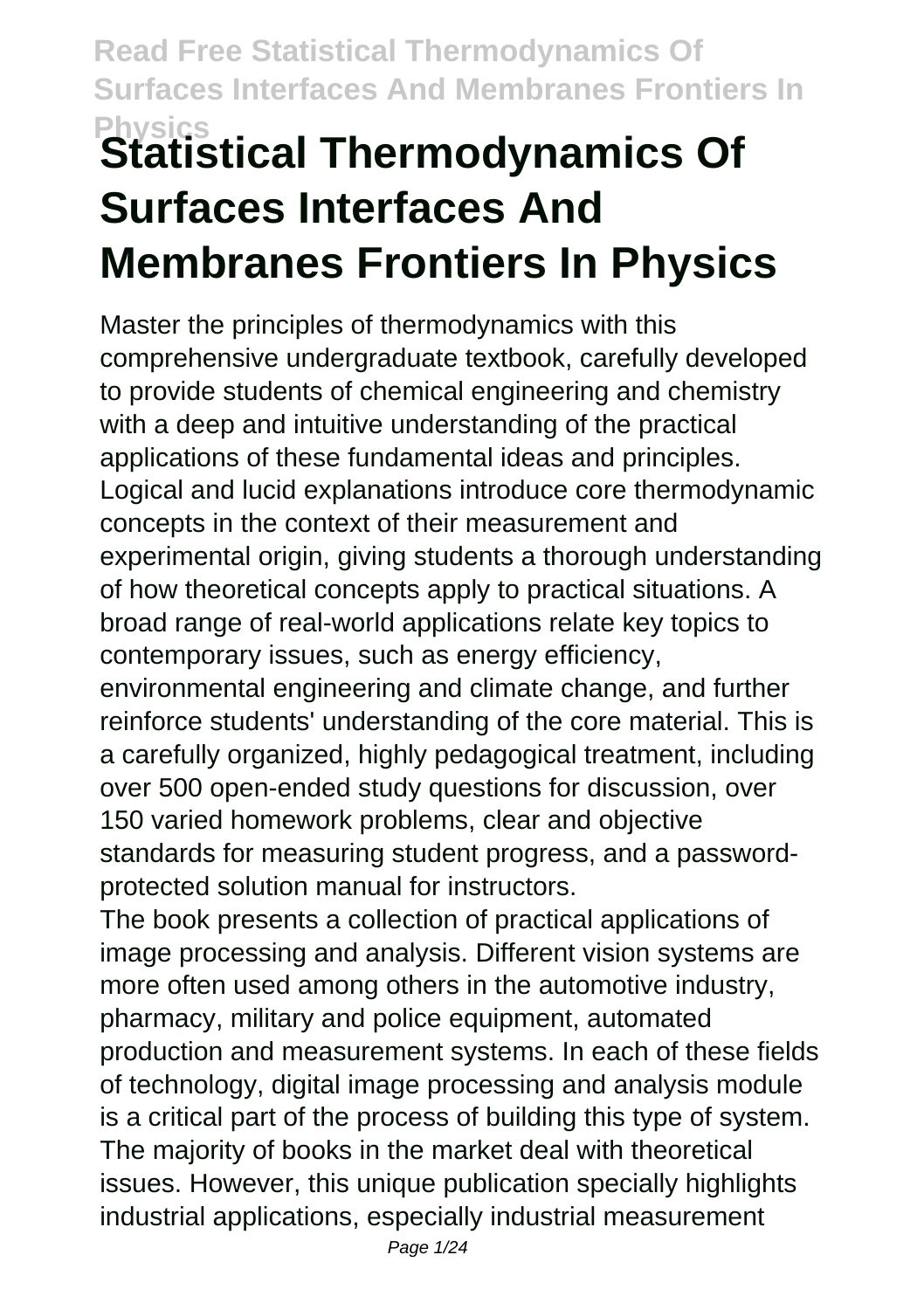# Statistical Thermodynamics Of Surfaces Interfaces And Membranes Frontiers In Physics

Master the principles of thermodynamics with this comprehensive undergraduate textbook, carefully developed to provide students of chemical engineering and chemistry with a deep and intuitive understanding of the practical applications of these fundamental ideas and principles. Logical and lucid explanations introduce core thermodynamic concepts in the context of their measurement and experimental origin, giving students a thorough understanding of how theoretical concepts apply to practical situations. A broad range of real-world applications relate key topics to contemporary issues, such as energy efficiency, environmental engineering and climate change, and further reinforce students' understanding of the core material. This is a carefully organized, highly pedagogical treatment, including over 500 open-ended study questions for discussion, over 150 varied homework problems, clear and objective standards for measuring student progress, and a password-protected solution manual for instructors.

The book presents a collection of practical applications of image processing and analysis. Different vision systems are more often used among others in the automotive industry, pharmacy, military and police equipment, automated production and measurement systems. In each of these fields of technology, digital image processing and analysis module is a critical part of the process of building this type of system. The majority of books in the market deal with theoretical issues. However, this unique publication specially highlights industrial applications, especially industrial measurement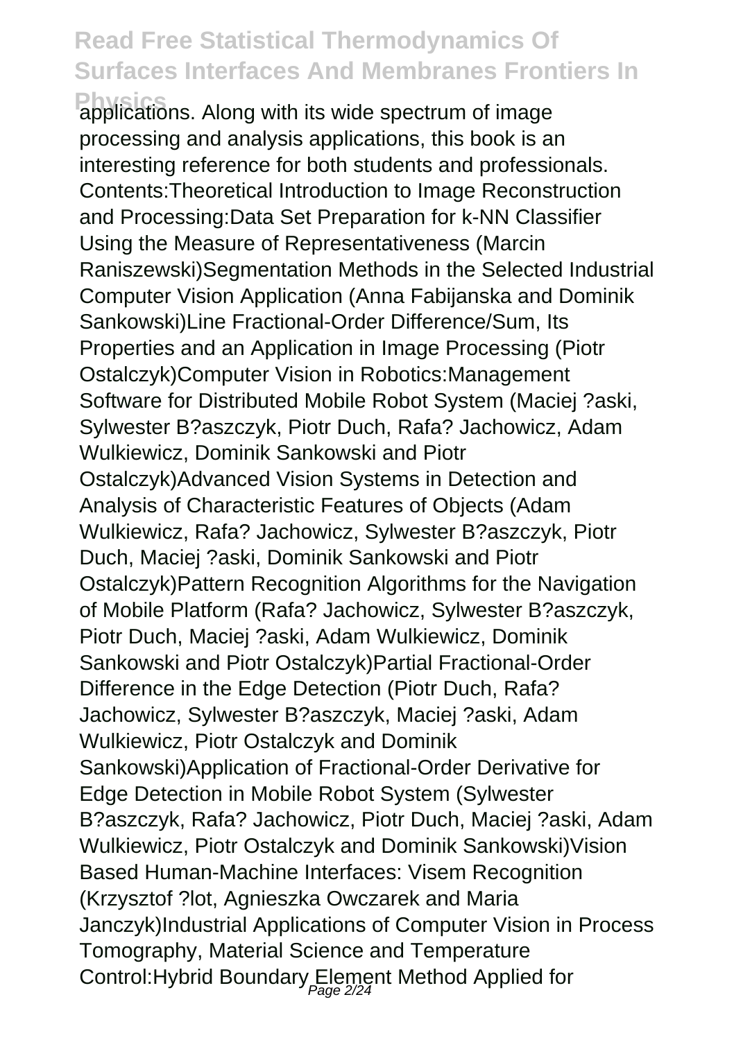applications. Along with its wide spectrum of image processing and analysis applications, this book is an interesting reference for both students and professionals. Contents:Theoretical Introduction to Image Reconstruction and Processing:Data Set Preparation for k-NN Classifier Using the Measure of Representativeness (Marcin Raniszewski)Segmentation Methods in the Selected Industrial Computer Vision Application (Anna Fabijanska and Dominik Sankowski)Line Fractional-Order Difference/Sum, Its Properties and an Application in Image Processing (Piotr Ostalczyk)Computer Vision in Robotics:Management Software for Distributed Mobile Robot System (Maciej ?aski, Sylwester B?aszczyk, Piotr Duch, Rafa? Jachowicz, Adam Wulkiewicz, Dominik Sankowski and Piotr Ostalczyk)Advanced Vision Systems in Detection and Analysis of Characteristic Features of Objects (Adam Wulkiewicz, Rafa? Jachowicz, Sylwester B?aszczyk, Piotr Duch, Maciej ?aski, Dominik Sankowski and Piotr Ostalczyk)Pattern Recognition Algorithms for the Navigation of Mobile Platform (Rafa? Jachowicz, Sylwester B?aszczyk, Piotr Duch, Maciej ?aski, Adam Wulkiewicz, Dominik Sankowski and Piotr Ostalczyk)Partial Fractional-Order Difference in the Edge Detection (Piotr Duch, Rafa? Jachowicz, Sylwester B?aszczyk, Maciej ?aski, Adam Wulkiewicz, Piotr Ostalczyk and Dominik Sankowski)Application of Fractional-Order Derivative for Edge Detection in Mobile Robot System (Sylwester B?aszczyk, Rafa? Jachowicz, Piotr Duch, Maciej ?aski, Adam Wulkiewicz, Piotr Ostalczyk and Dominik Sankowski)Vision Based Human-Machine Interfaces: Visem Recognition (Krzysztof ?lot, Agnieszka Owczarek and Maria Janczyk)Industrial Applications of Computer Vision in Process Tomography, Material Science and Temperature Control:Hybrid Boundary Element Method Applied for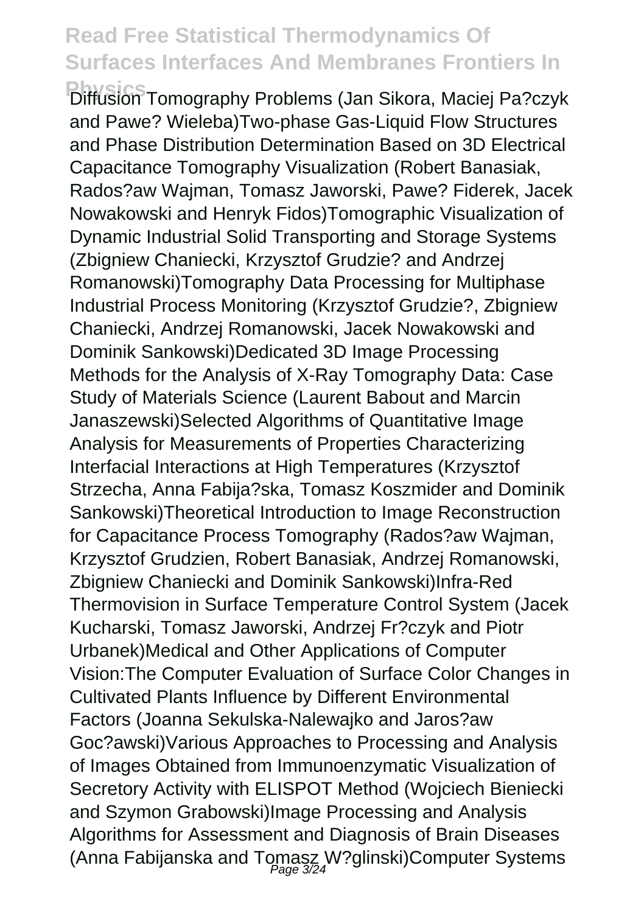Diffusion Tomography Problems (Jan Sikora, Maciej Pa?czyk and Pawe? Wieleba)Two-phase Gas-Liquid Flow Structures and Phase Distribution Determination Based on 3D Electrical Capacitance Tomography Visualization (Robert Banasiak, Rados?aw Wajman, Tomasz Jaworski, Pawe? Fiderek, Jacek Nowakowski and Henryk Fidos)Tomographic Visualization of Dynamic Industrial Solid Transporting and Storage Systems (Zbigniew Chaniecki, Krzysztof Grudzie? and Andrzej Romanowski)Tomography Data Processing for Multiphase Industrial Process Monitoring (Krzysztof Grudzie?, Zbigniew Chaniecki, Andrzej Romanowski, Jacek Nowakowski and Dominik Sankowski)Dedicated 3D Image Processing Methods for the Analysis of X-Ray Tomography Data: Case Study of Materials Science (Laurent Babout and Marcin Janaszewski)Selected Algorithms of Quantitative Image Analysis for Measurements of Properties Characterizing Interfacial Interactions at High Temperatures (Krzysztof Strzecha, Anna Fabija?ska, Tomasz Koszmider and Dominik Sankowski)Theoretical Introduction to Image Reconstruction for Capacitance Process Tomography (Rados?aw Wajman, Krzysztof Grudzien, Robert Banasiak, Andrzej Romanowski, Zbigniew Chaniecki and Dominik Sankowski)Infra-Red Thermovision in Surface Temperature Control System (Jacek Kucharski, Tomasz Jaworski, Andrzej Fr?czyk and Piotr Urbanek)Medical and Other Applications of Computer Vision:The Computer Evaluation of Surface Color Changes in Cultivated Plants Influence by Different Environmental Factors (Joanna Sekulska-Nalewajko and Jaros?aw Goc?awski)Various Approaches to Processing and Analysis of Images Obtained from Immunoenzymatic Visualization of Secretory Activity with ELISPOT Method (Wojciech Bieniecki and Szymon Grabowski)Image Processing and Analysis Algorithms for Assessment and Diagnosis of Brain Diseases (Anna Fabijanska and Tomasz W?glinski)Computer Systems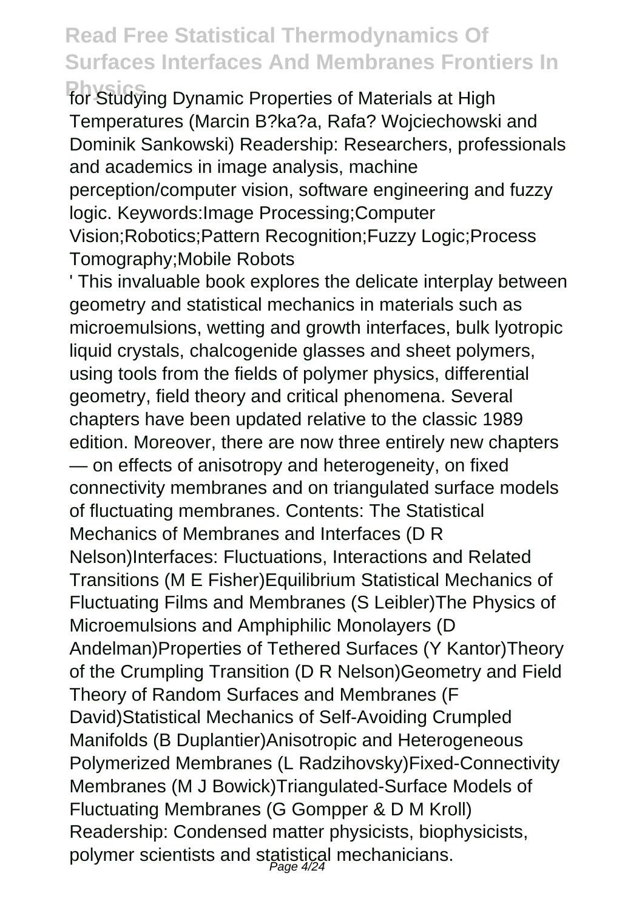for Studying Dynamic Properties of Materials at High Temperatures (Marcin B?ka?a, Rafa? Wojciechowski and Dominik Sankowski) Readership: Researchers, professionals and academics in image analysis, machine perception/computer vision, software engineering and fuzzy logic. Keywords:Image Processing;Computer Vision;Robotics;Pattern Recognition;Fuzzy Logic;Process Tomography;Mobile Robots

' This invaluable book explores the delicate interplay between geometry and statistical mechanics in materials such as microemulsions, wetting and growth interfaces, bulk lyotropic liquid crystals, chalcogenide glasses and sheet polymers, using tools from the fields of polymer physics, differential geometry, field theory and critical phenomena. Several chapters have been updated relative to the classic 1989 edition. Moreover, there are now three entirely new chapters — on effects of anisotropy and heterogeneity, on fixed connectivity membranes and on triangulated surface models of fluctuating membranes. Contents: The Statistical Mechanics of Membranes and Interfaces (D R Nelson)Interfaces: Fluctuations, Interactions and Related Transitions (M E Fisher)Equilibrium Statistical Mechanics of Fluctuating Films and Membranes (S Leibler)The Physics of Microemulsions and Amphiphilic Monolayers (D Andelman)Properties of Tethered Surfaces (Y Kantor)Theory of the Crumpling Transition (D R Nelson)Geometry and Field Theory of Random Surfaces and Membranes (F David)Statistical Mechanics of Self-Avoiding Crumpled Manifolds (B Duplantier)Anisotropic and Heterogeneous Polymerized Membranes (L Radzihovsky)Fixed-Connectivity Membranes (M J Bowick)Triangulated-Surface Models of Fluctuating Membranes (G Gompper & D M Kroll) Readership: Condensed matter physicists, biophysicists, polymer scientists and statistical mechanicians.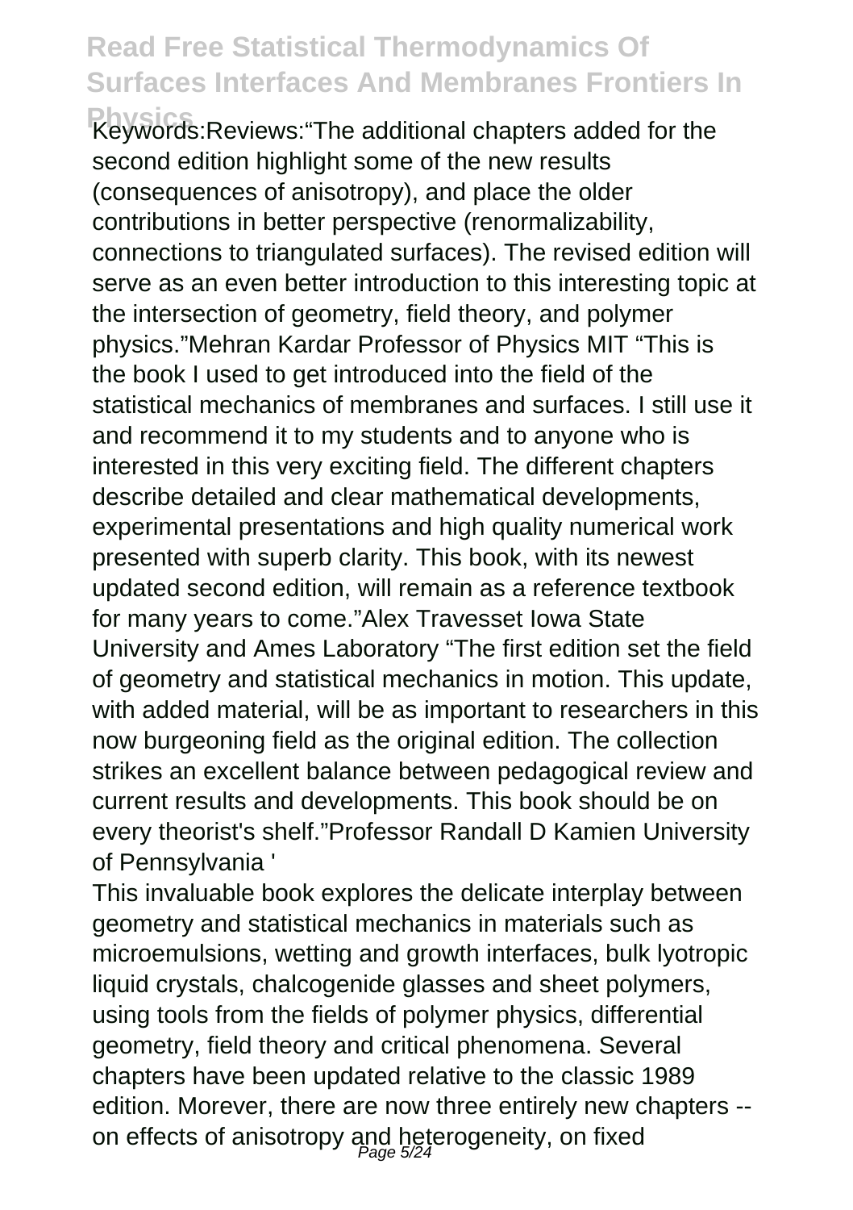Keywords:Reviews:"The additional chapters added for the second edition highlight some of the new results (consequences of anisotropy), and place the older contributions in better perspective (renormalizability, connections to triangulated surfaces). The revised edition will serve as an even better introduction to this interesting topic at the intersection of geometry, field theory, and polymer physics."Mehran Kardar Professor of Physics MIT "This is the book I used to get introduced into the field of the statistical mechanics of membranes and surfaces. I still use it and recommend it to my students and to anyone who is interested in this very exciting field. The different chapters describe detailed and clear mathematical developments, experimental presentations and high quality numerical work presented with superb clarity. This book, with its newest updated second edition, will remain as a reference textbook for many years to come."Alex Travesset Iowa State University and Ames Laboratory "The first edition set the field of geometry and statistical mechanics in motion. This update, with added material, will be as important to researchers in this now burgeoning field as the original edition. The collection strikes an excellent balance between pedagogical review and current results and developments. This book should be on every theorist's shelf."Professor Randall D Kamien University of Pennsylvania '

This invaluable book explores the delicate interplay between geometry and statistical mechanics in materials such as microemulsions, wetting and growth interfaces, bulk lyotropic liquid crystals, chalcogenide glasses and sheet polymers, using tools from the fields of polymer physics, differential geometry, field theory and critical phenomena. Several chapters have been updated relative to the classic 1989 edition. Morever, there are now three entirely new chapters -- on effects of anisotropy and heterogeneity, on fixed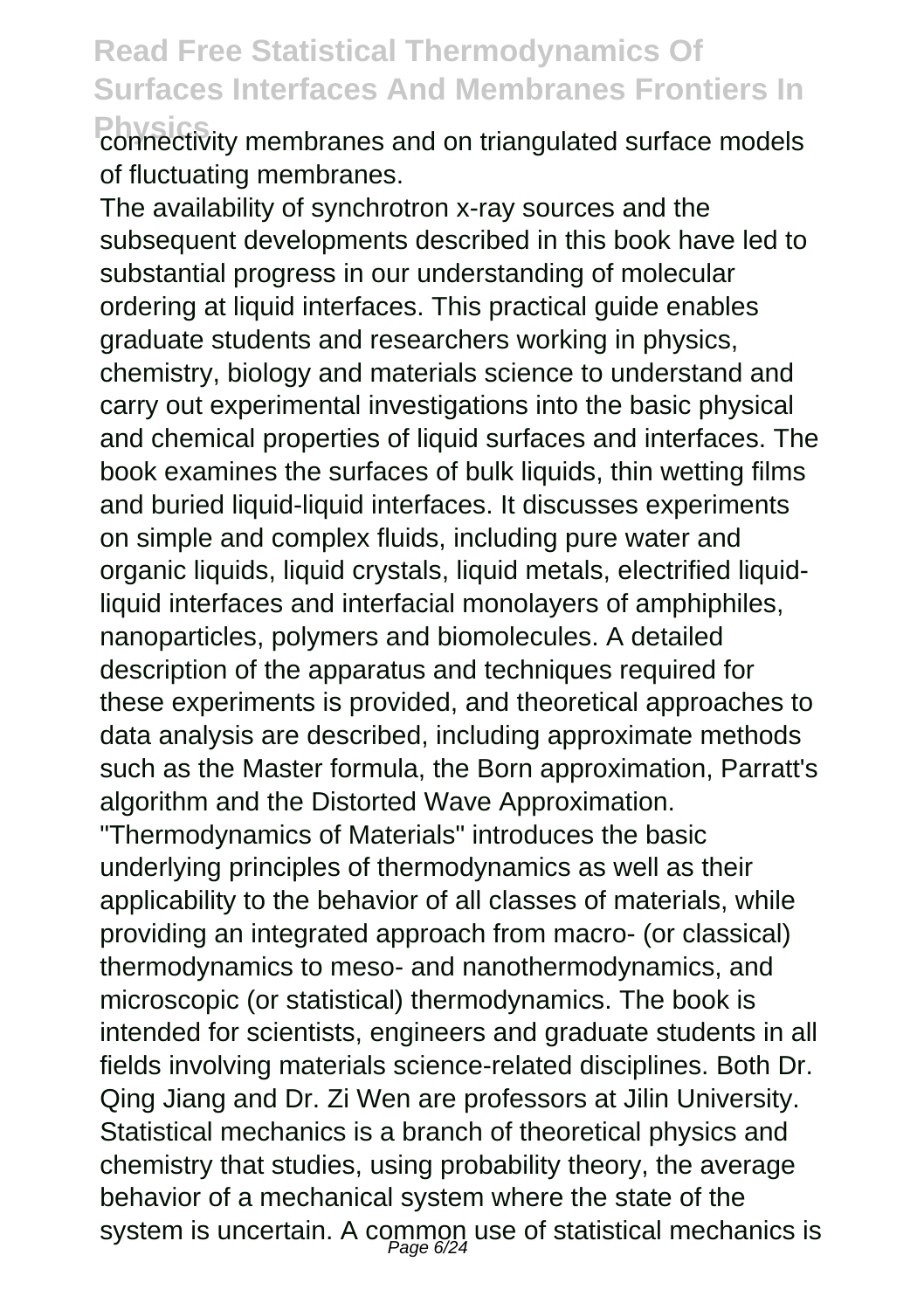connectivity membranes and on triangulated surface models of fluctuating membranes.

The availability of synchrotron x-ray sources and the subsequent developments described in this book have led to substantial progress in our understanding of molecular ordering at liquid interfaces. This practical guide enables graduate students and researchers working in physics, chemistry, biology and materials science to understand and carry out experimental investigations into the basic physical and chemical properties of liquid surfaces and interfaces. The book examines the surfaces of bulk liquids, thin wetting films and buried liquid-liquid interfaces. It discusses experiments on simple and complex fluids, including pure water and organic liquids, liquid crystals, liquid metals, electrified liquid-liquid interfaces and interfacial monolayers of amphiphiles, nanoparticles, polymers and biomolecules. A detailed description of the apparatus and techniques required for these experiments is provided, and theoretical approaches to data analysis are described, including approximate methods such as the Master formula, the Born approximation, Parratt's algorithm and the Distorted Wave Approximation.

"Thermodynamics of Materials" introduces the basic underlying principles of thermodynamics as well as their applicability to the behavior of all classes of materials, while providing an integrated approach from macro- (or classical) thermodynamics to meso- and nanothermodynamics, and microscopic (or statistical) thermodynamics. The book is intended for scientists, engineers and graduate students in all fields involving materials science-related disciplines. Both Dr. Qing Jiang and Dr. Zi Wen are professors at Jilin University.

Statistical mechanics is a branch of theoretical physics and chemistry that studies, using probability theory, the average behavior of a mechanical system where the state of the system is uncertain. A common use of statistical mechanics is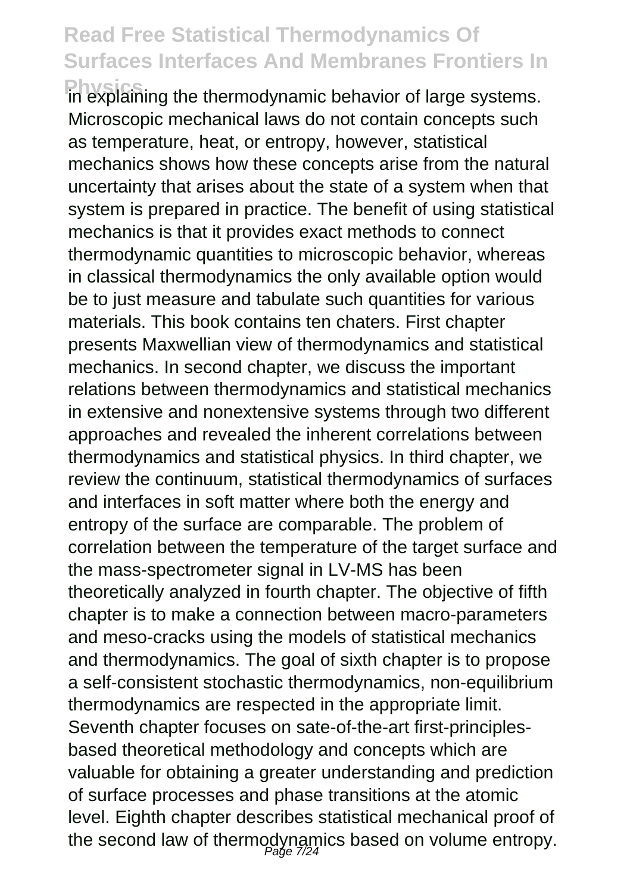in explaining the thermodynamic behavior of large systems. Microscopic mechanical laws do not contain concepts such as temperature, heat, or entropy, however, statistical mechanics shows how these concepts arise from the natural uncertainty that arises about the state of a system when that system is prepared in practice. The benefit of using statistical mechanics is that it provides exact methods to connect thermodynamic quantities to microscopic behavior, whereas in classical thermodynamics the only available option would be to just measure and tabulate such quantities for various materials. This book contains ten chaters. First chapter presents Maxwellian view of thermodynamics and statistical mechanics. In second chapter, we discuss the important relations between thermodynamics and statistical mechanics in extensive and nonextensive systems through two different approaches and revealed the inherent correlations between thermodynamics and statistical physics. In third chapter, we review the continuum, statistical thermodynamics of surfaces and interfaces in soft matter where both the energy and entropy of the surface are comparable. The problem of correlation between the temperature of the target surface and the mass-spectrometer signal in LV-MS has been theoretically analyzed in fourth chapter. The objective of fifth chapter is to make a connection between macro-parameters and meso-cracks using the models of statistical mechanics and thermodynamics. The goal of sixth chapter is to propose a self-consistent stochastic thermodynamics, non-equilibrium thermodynamics are respected in the appropriate limit. Seventh chapter focuses on sate-of-the-art first-principles-based theoretical methodology and concepts which are valuable for obtaining a greater understanding and prediction of surface processes and phase transitions at the atomic level. Eighth chapter describes statistical mechanical proof of the second law of thermodynamics based on volume entropy.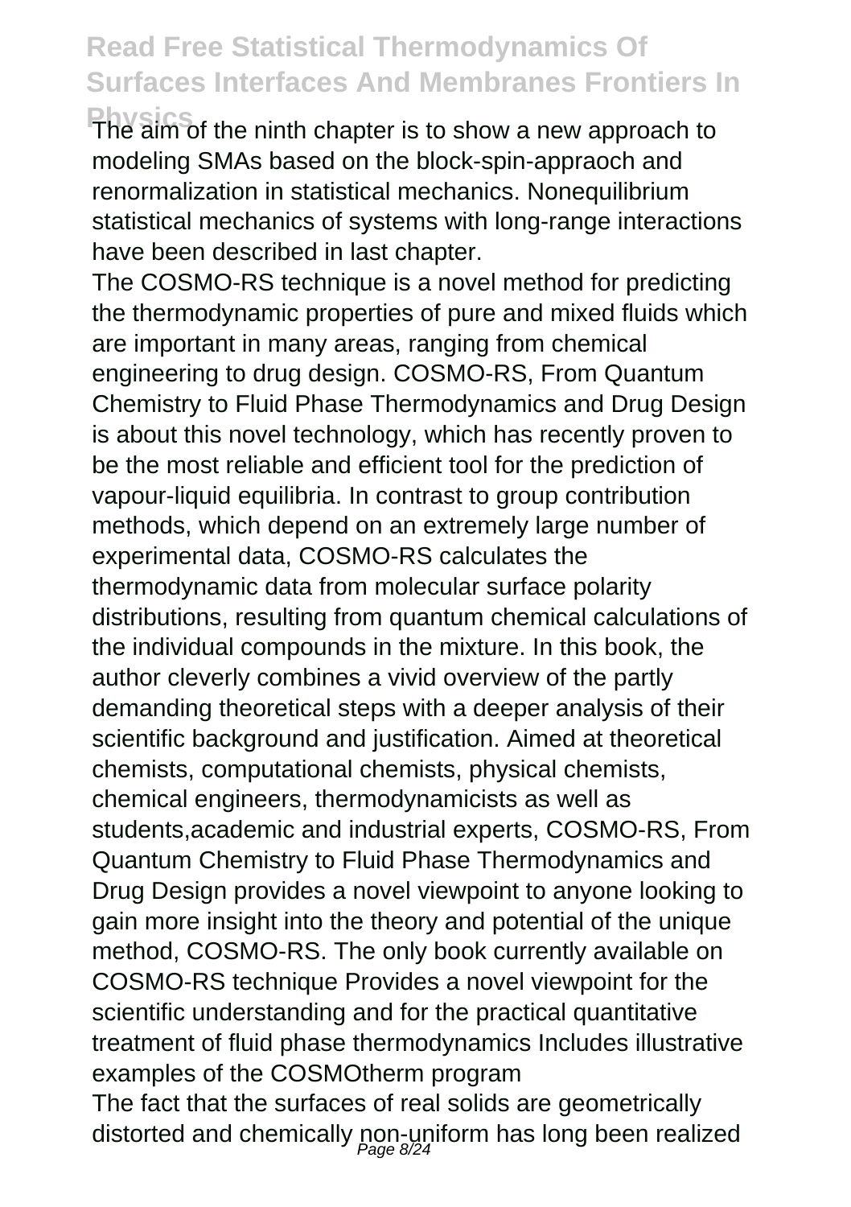The aim of the ninth chapter is to show a new approach to modeling SMAs based on the block-spin-appraoch and renormalization in statistical mechanics. Nonequilibrium statistical mechanics of systems with long-range interactions have been described in last chapter.

The COSMO-RS technique is a novel method for predicting the thermodynamic properties of pure and mixed fluids which are important in many areas, ranging from chemical engineering to drug design. COSMO-RS, From Quantum Chemistry to Fluid Phase Thermodynamics and Drug Design is about this novel technology, which has recently proven to be the most reliable and efficient tool for the prediction of vapour-liquid equilibria. In contrast to group contribution methods, which depend on an extremely large number of experimental data, COSMO-RS calculates the thermodynamic data from molecular surface polarity distributions, resulting from quantum chemical calculations of the individual compounds in the mixture. In this book, the author cleverly combines a vivid overview of the partly demanding theoretical steps with a deeper analysis of their scientific background and justification. Aimed at theoretical chemists, computational chemists, physical chemists, chemical engineers, thermodynamicists as well as students,academic and industrial experts, COSMO-RS, From Quantum Chemistry to Fluid Phase Thermodynamics and Drug Design provides a novel viewpoint to anyone looking to gain more insight into the theory and potential of the unique method, COSMO-RS. The only book currently available on COSMO-RS technique Provides a novel viewpoint for the scientific understanding and for the practical quantitative treatment of fluid phase thermodynamics Includes illustrative examples of the COSMOtherm program

The fact that the surfaces of real solids are geometrically distorted and chemically non-uniform has long been realized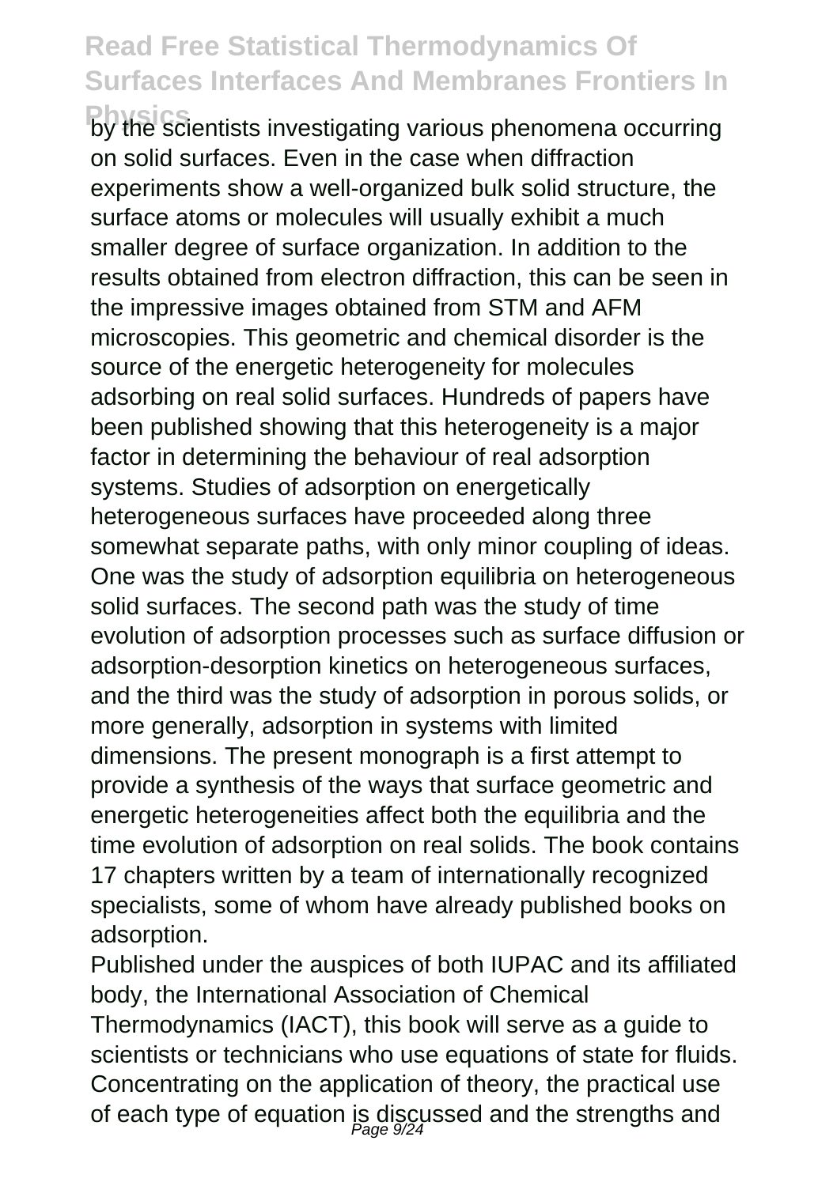by the scientists investigating various phenomena occurring on solid surfaces. Even in the case when diffraction experiments show a well-organized bulk solid structure, the surface atoms or molecules will usually exhibit a much smaller degree of surface organization. In addition to the results obtained from electron diffraction, this can be seen in the impressive images obtained from STM and AFM microscopies. This geometric and chemical disorder is the source of the energetic heterogeneity for molecules adsorbing on real solid surfaces. Hundreds of papers have been published showing that this heterogeneity is a major factor in determining the behaviour of real adsorption systems. Studies of adsorption on energetically heterogeneous surfaces have proceeded along three somewhat separate paths, with only minor coupling of ideas. One was the study of adsorption equilibria on heterogeneous solid surfaces. The second path was the study of time evolution of adsorption processes such as surface diffusion or adsorption-desorption kinetics on heterogeneous surfaces, and the third was the study of adsorption in porous solids, or more generally, adsorption in systems with limited dimensions. The present monograph is a first attempt to provide a synthesis of the ways that surface geometric and energetic heterogeneities affect both the equilibria and the time evolution of adsorption on real solids. The book contains 17 chapters written by a team of internationally recognized specialists, some of whom have already published books on adsorption.

Published under the auspices of both IUPAC and its affiliated body, the International Association of Chemical Thermodynamics (IACT), this book will serve as a guide to scientists or technicians who use equations of state for fluids. Concentrating on the application of theory, the practical use of each type of equation is discussed and the strengths and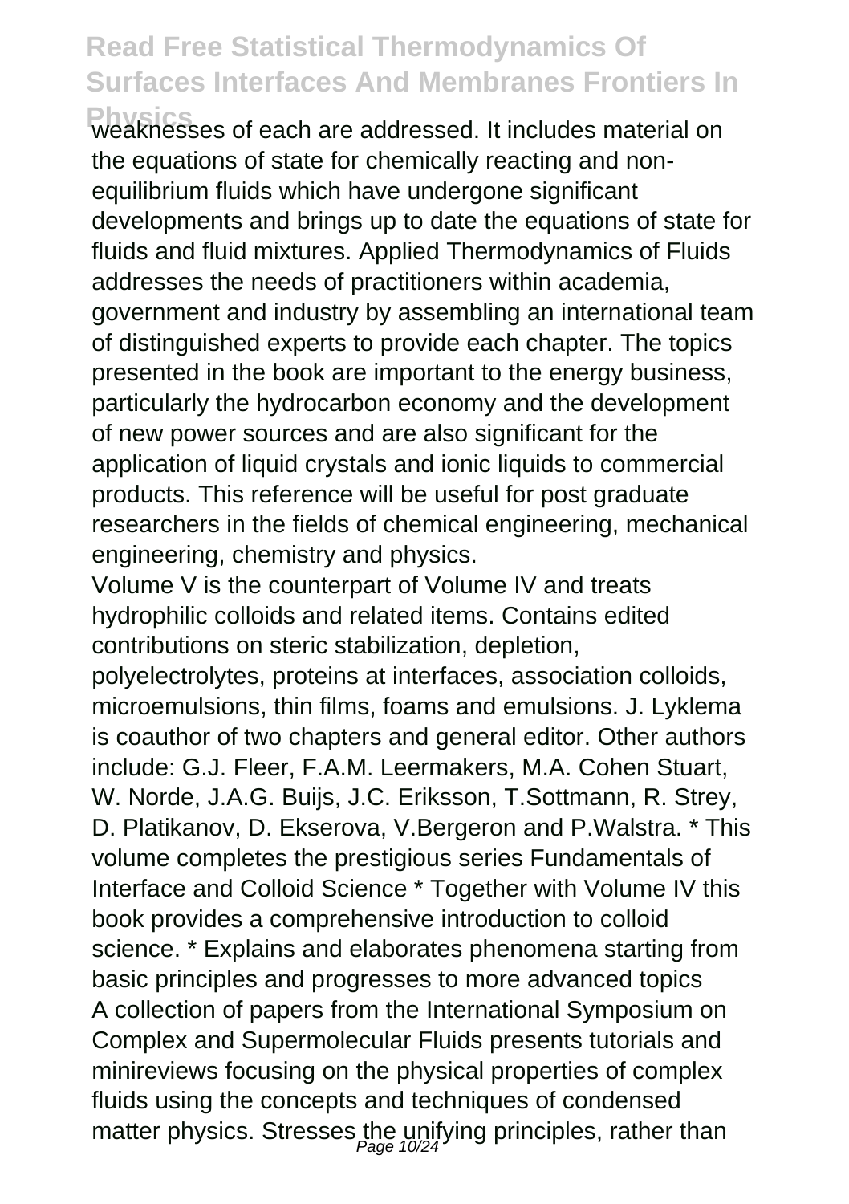weaknesses of each are addressed. It includes material on the equations of state for chemically reacting and non-equilibrium fluids which have undergone significant developments and brings up to date the equations of state for fluids and fluid mixtures. Applied Thermodynamics of Fluids addresses the needs of practitioners within academia, government and industry by assembling an international team of distinguished experts to provide each chapter. The topics presented in the book are important to the energy business, particularly the hydrocarbon economy and the development of new power sources and are also significant for the application of liquid crystals and ionic liquids to commercial products. This reference will be useful for post graduate researchers in the fields of chemical engineering, mechanical engineering, chemistry and physics.

Volume V is the counterpart of Volume IV and treats hydrophilic colloids and related items. Contains edited contributions on steric stabilization, depletion, polyelectrolytes, proteins at interfaces, association colloids, microemulsions, thin films, foams and emulsions. J. Lyklema is coauthor of two chapters and general editor. Other authors include: G.J. Fleer, F.A.M. Leermakers, M.A. Cohen Stuart, W. Norde, J.A.G. Buijs, J.C. Eriksson, T.Sottmann, R. Strey, D. Platikanov, D. Ekserova, V.Bergeron and P.Walstra. * This volume completes the prestigious series Fundamentals of Interface and Colloid Science * Together with Volume IV this book provides a comprehensive introduction to colloid science. * Explains and elaborates phenomena starting from basic principles and progresses to more advanced topics

A collection of papers from the International Symposium on Complex and Supermolecular Fluids presents tutorials and minireviews focusing on the physical properties of complex fluids using the concepts and techniques of condensed matter physics. Stresses the unifying principles, rather than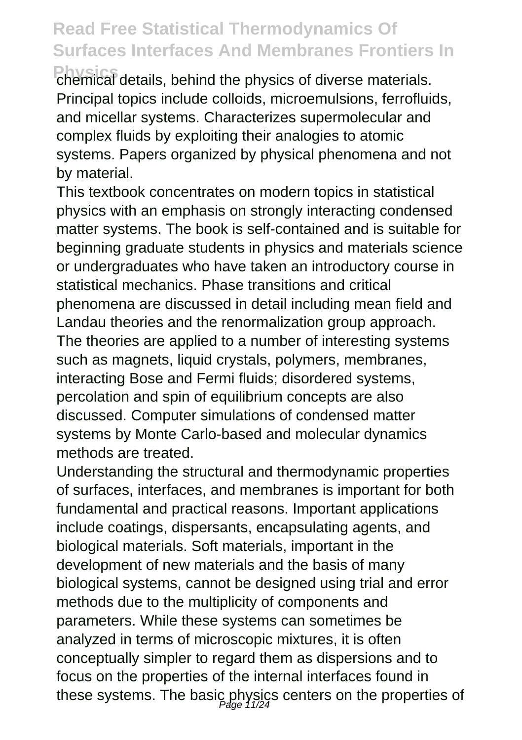chemical details, behind the physics of diverse materials. Principal topics include colloids, microemulsions, ferrofluids, and micellar systems. Characterizes supermolecular and complex fluids by exploiting their analogies to atomic systems. Papers organized by physical phenomena and not by material.

This textbook concentrates on modern topics in statistical physics with an emphasis on strongly interacting condensed matter systems. The book is self-contained and is suitable for beginning graduate students in physics and materials science or undergraduates who have taken an introductory course in statistical mechanics. Phase transitions and critical phenomena are discussed in detail including mean field and Landau theories and the renormalization group approach. The theories are applied to a number of interesting systems such as magnets, liquid crystals, polymers, membranes, interacting Bose and Fermi fluids; disordered systems, percolation and spin of equilibrium concepts are also discussed. Computer simulations of condensed matter systems by Monte Carlo-based and molecular dynamics methods are treated.

Understanding the structural and thermodynamic properties of surfaces, interfaces, and membranes is important for both fundamental and practical reasons. Important applications include coatings, dispersants, encapsulating agents, and biological materials. Soft materials, important in the development of new materials and the basis of many biological systems, cannot be designed using trial and error methods due to the multiplicity of components and parameters. While these systems can sometimes be analyzed in terms of microscopic mixtures, it is often conceptually simpler to regard them as dispersions and to focus on the properties of the internal interfaces found in these systems. The basic physics centers on the properties of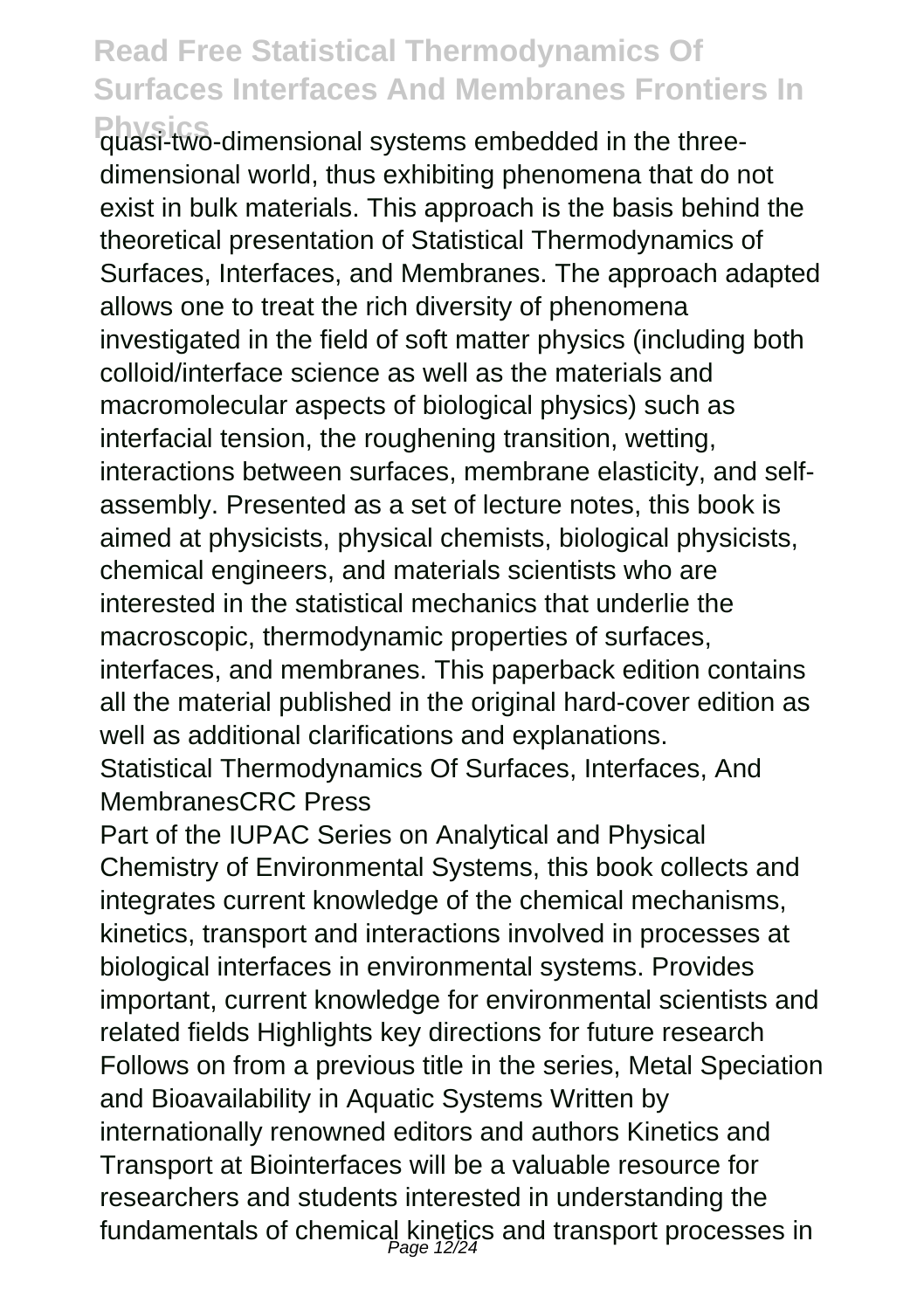quasi-two-dimensional systems embedded in the three-dimensional world, thus exhibiting phenomena that do not exist in bulk materials. This approach is the basis behind the theoretical presentation of Statistical Thermodynamics of Surfaces, Interfaces, and Membranes. The approach adapted allows one to treat the rich diversity of phenomena investigated in the field of soft matter physics (including both colloid/interface science as well as the materials and macromolecular aspects of biological physics) such as interfacial tension, the roughening transition, wetting, interactions between surfaces, membrane elasticity, and self-assembly. Presented as a set of lecture notes, this book is aimed at physicists, physical chemists, biological physicists, chemical engineers, and materials scientists who are interested in the statistical mechanics that underlie the macroscopic, thermodynamic properties of surfaces, interfaces, and membranes. This paperback edition contains all the material published in the original hard-cover edition as well as additional clarifications and explanations.

Statistical Thermodynamics Of Surfaces, Interfaces, And MembranesCRC Press

Part of the IUPAC Series on Analytical and Physical Chemistry of Environmental Systems, this book collects and integrates current knowledge of the chemical mechanisms, kinetics, transport and interactions involved in processes at biological interfaces in environmental systems. Provides important, current knowledge for environmental scientists and related fields Highlights key directions for future research Follows on from a previous title in the series, Metal Speciation and Bioavailability in Aquatic Systems Written by internationally renowned editors and authors Kinetics and Transport at Biointerfaces will be a valuable resource for researchers and students interested in understanding the fundamentals of chemical kinetics and transport processes in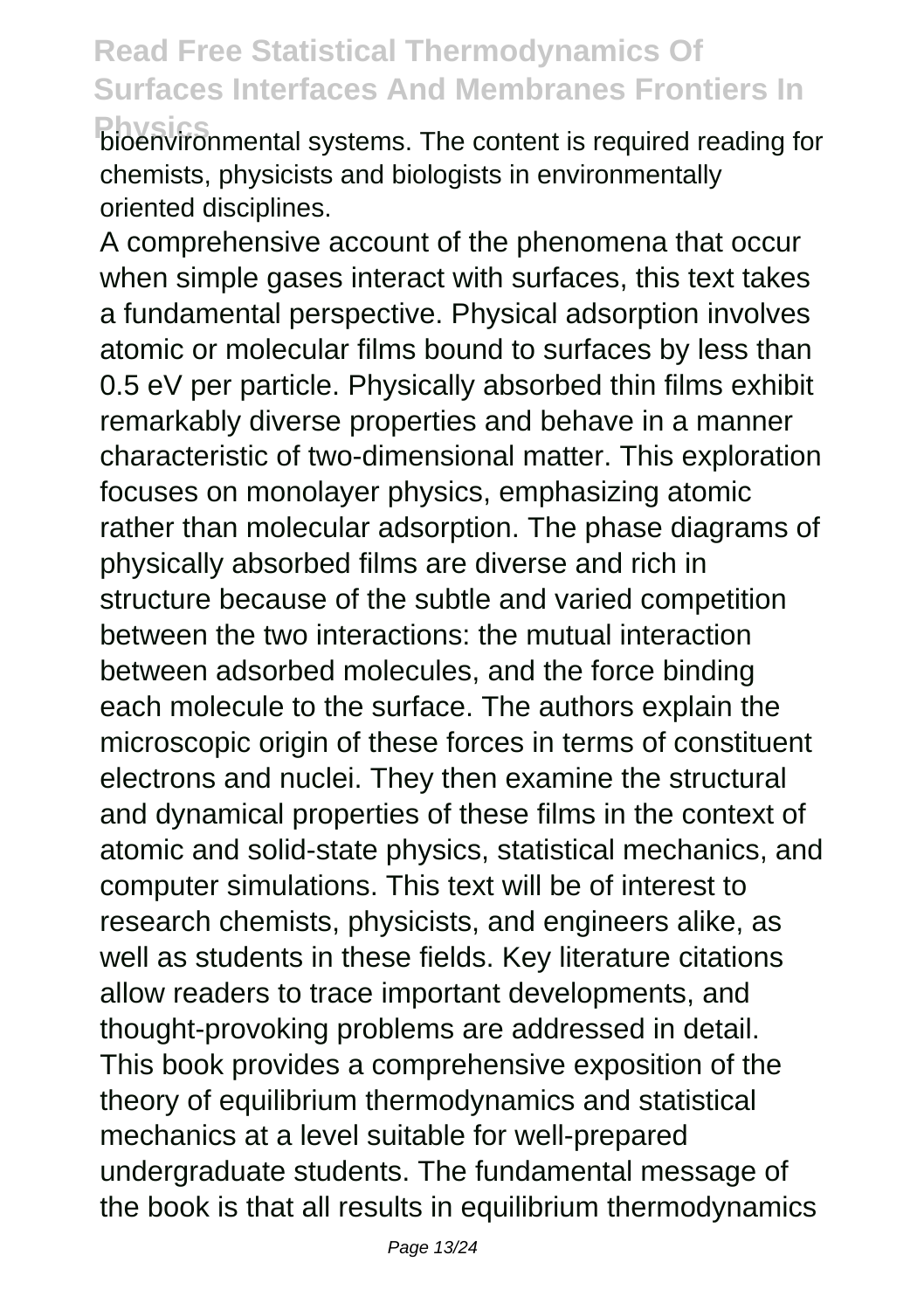bioenvironmental systems. The content is required reading for chemists, physicists and biologists in environmentally oriented disciplines.

A comprehensive account of the phenomena that occur when simple gases interact with surfaces, this text takes a fundamental perspective. Physical adsorption involves atomic or molecular films bound to surfaces by less than 0.5 eV per particle. Physically absorbed thin films exhibit remarkably diverse properties and behave in a manner characteristic of two-dimensional matter. This exploration focuses on monolayer physics, emphasizing atomic rather than molecular adsorption. The phase diagrams of physically absorbed films are diverse and rich in structure because of the subtle and varied competition between the two interactions: the mutual interaction between adsorbed molecules, and the force binding each molecule to the surface. The authors explain the microscopic origin of these forces in terms of constituent electrons and nuclei. They then examine the structural and dynamical properties of these films in the context of atomic and solid-state physics, statistical mechanics, and computer simulations. This text will be of interest to research chemists, physicists, and engineers alike, as well as students in these fields. Key literature citations allow readers to trace important developments, and thought-provoking problems are addressed in detail.

This book provides a comprehensive exposition of the theory of equilibrium thermodynamics and statistical mechanics at a level suitable for well-prepared undergraduate students. The fundamental message of the book is that all results in equilibrium thermodynamics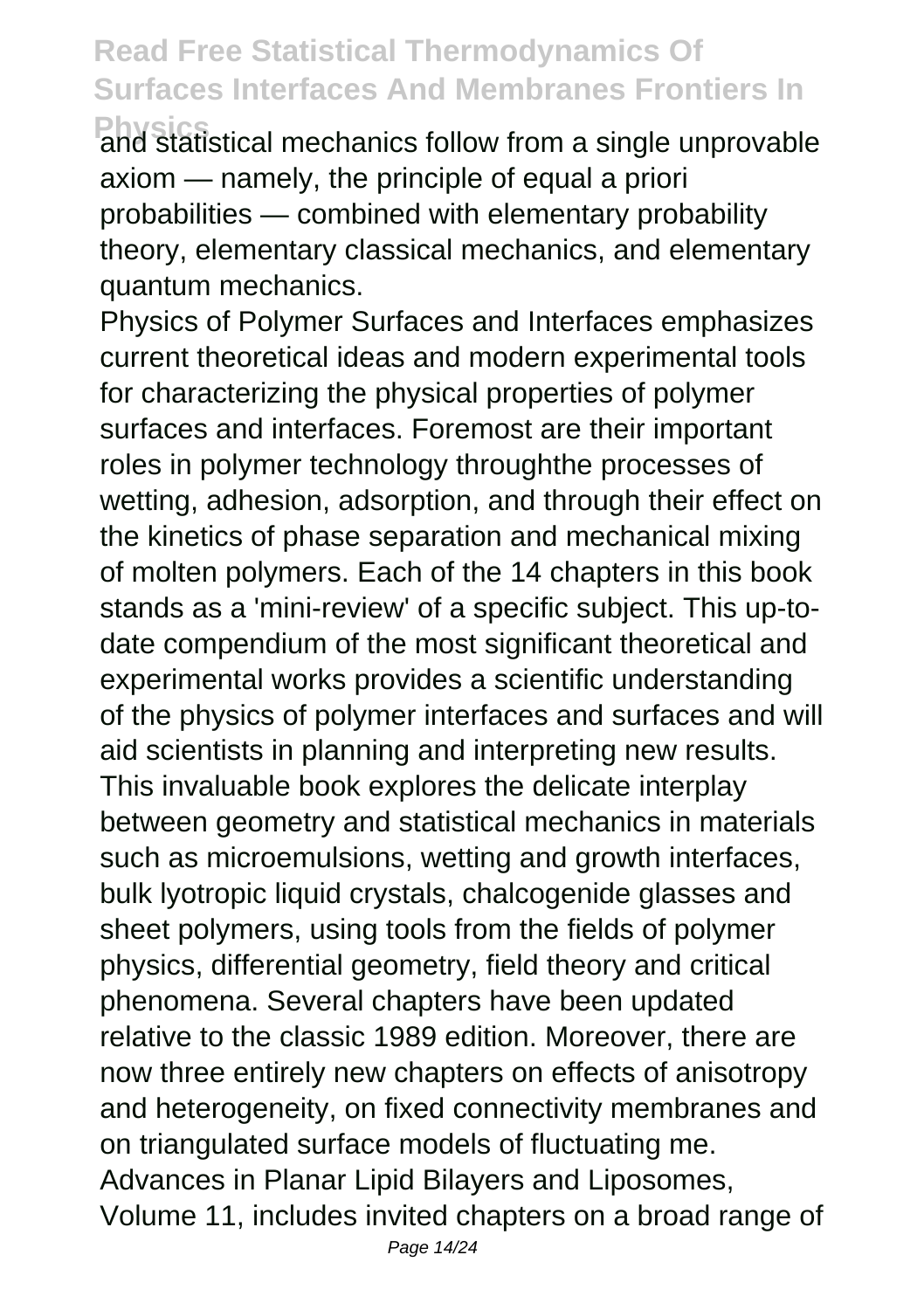and statistical mechanics follow from a single unprovable axiom — namely, the principle of equal a priori probabilities — combined with elementary probability theory, elementary classical mechanics, and elementary quantum mechanics.

Physics of Polymer Surfaces and Interfaces emphasizes current theoretical ideas and modern experimental tools for characterizing the physical properties of polymer surfaces and interfaces. Foremost are their important roles in polymer technology throughthe processes of wetting, adhesion, adsorption, and through their effect on the kinetics of phase separation and mechanical mixing of molten polymers. Each of the 14 chapters in this book stands as a 'mini-review' of a specific subject. This up-to-date compendium of the most significant theoretical and experimental works provides a scientific understanding of the physics of polymer interfaces and surfaces and will aid scientists in planning and interpreting new results.

This invaluable book explores the delicate interplay between geometry and statistical mechanics in materials such as microemulsions, wetting and growth interfaces, bulk lyotropic liquid crystals, chalcogenide glasses and sheet polymers, using tools from the fields of polymer physics, differential geometry, field theory and critical phenomena. Several chapters have been updated relative to the classic 1989 edition. Moreover, there are now three entirely new chapters on effects of anisotropy and heterogeneity, on fixed connectivity membranes and on triangulated surface models of fluctuating me.

Advances in Planar Lipid Bilayers and Liposomes, Volume 11, includes invited chapters on a broad range of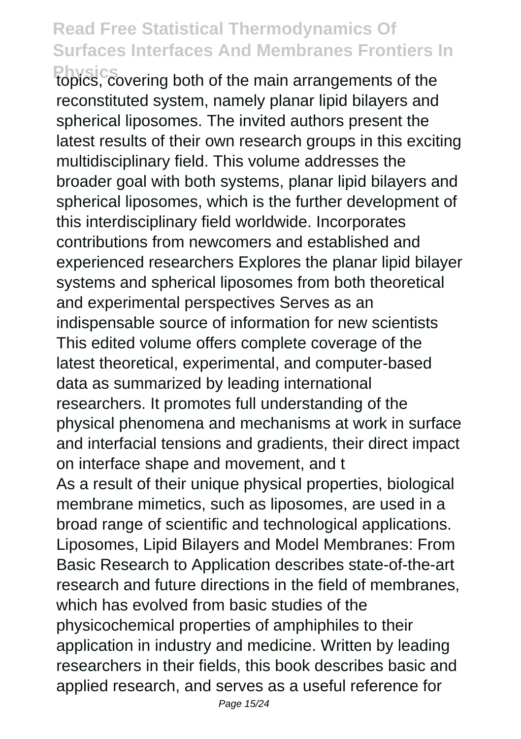topics, covering both of the main arrangements of the reconstituted system, namely planar lipid bilayers and spherical liposomes. The invited authors present the latest results of their own research groups in this exciting multidisciplinary field. This volume addresses the broader goal with both systems, planar lipid bilayers and spherical liposomes, which is the further development of this interdisciplinary field worldwide. Incorporates contributions from newcomers and established and experienced researchers Explores the planar lipid bilayer systems and spherical liposomes from both theoretical and experimental perspectives Serves as an indispensable source of information for new scientists This edited volume offers complete coverage of the latest theoretical, experimental, and computer-based data as summarized by leading international researchers. It promotes full understanding of the physical phenomena and mechanisms at work in surface and interfacial tensions and gradients, their direct impact on interface shape and movement, and t

As a result of their unique physical properties, biological membrane mimetics, such as liposomes, are used in a broad range of scientific and technological applications. Liposomes, Lipid Bilayers and Model Membranes: From Basic Research to Application describes state-of-the-art research and future directions in the field of membranes, which has evolved from basic studies of the physicochemical properties of amphiphiles to their application in industry and medicine. Written by leading researchers in their fields, this book describes basic and applied research, and serves as a useful reference for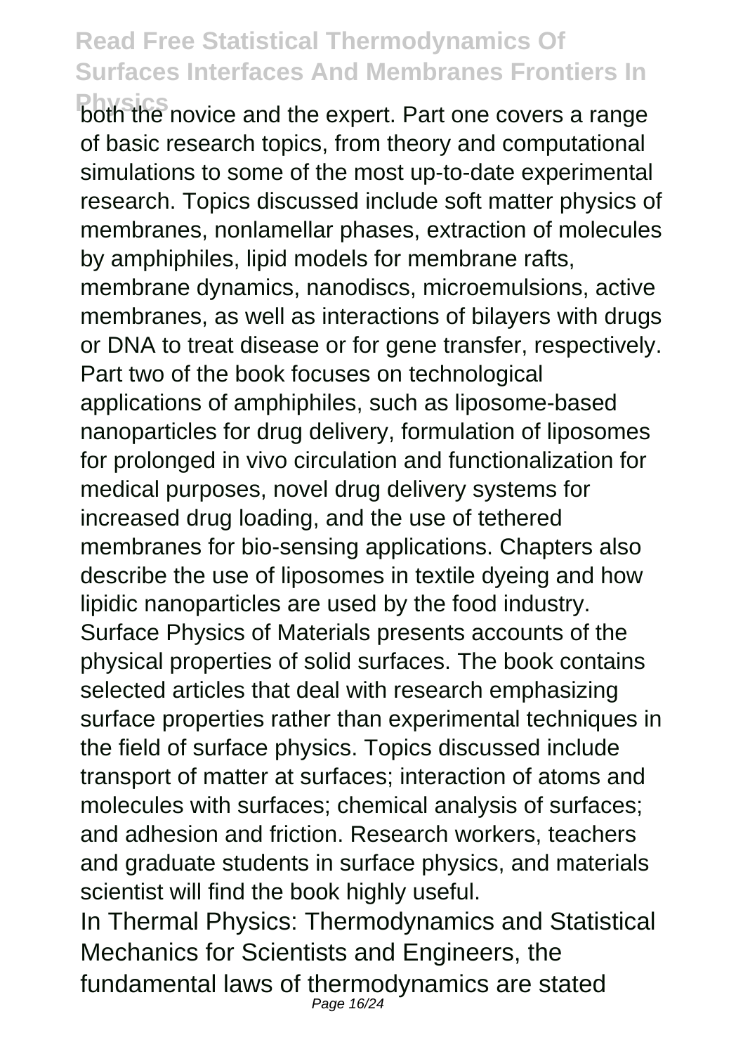both the novice and the expert. Part one covers a range of basic research topics, from theory and computational simulations to some of the most up-to-date experimental research. Topics discussed include soft matter physics of membranes, nonlamellar phases, extraction of molecules by amphiphiles, lipid models for membrane rafts, membrane dynamics, nanodiscs, microemulsions, active membranes, as well as interactions of bilayers with drugs or DNA to treat disease or for gene transfer, respectively. Part two of the book focuses on technological applications of amphiphiles, such as liposome-based nanoparticles for drug delivery, formulation of liposomes for prolonged in vivo circulation and functionalization for medical purposes, novel drug delivery systems for increased drug loading, and the use of tethered membranes for bio-sensing applications. Chapters also describe the use of liposomes in textile dyeing and how lipidic nanoparticles are used by the food industry.

Surface Physics of Materials presents accounts of the physical properties of solid surfaces. The book contains selected articles that deal with research emphasizing surface properties rather than experimental techniques in the field of surface physics. Topics discussed include transport of matter at surfaces; interaction of atoms and molecules with surfaces; chemical analysis of surfaces; and adhesion and friction. Research workers, teachers and graduate students in surface physics, and materials scientist will find the book highly useful.

In Thermal Physics: Thermodynamics and Statistical Mechanics for Scientists and Engineers, the fundamental laws of thermodynamics are stated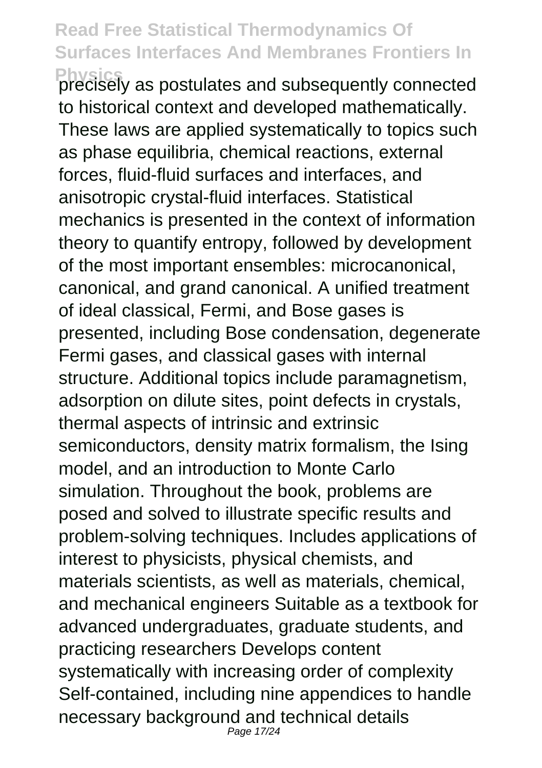precisely as postulates and subsequently connected to historical context and developed mathematically. These laws are applied systematically to topics such as phase equilibria, chemical reactions, external forces, fluid-fluid surfaces and interfaces, and anisotropic crystal-fluid interfaces. Statistical mechanics is presented in the context of information theory to quantify entropy, followed by development of the most important ensembles: microcanonical, canonical, and grand canonical. A unified treatment of ideal classical, Fermi, and Bose gases is presented, including Bose condensation, degenerate Fermi gases, and classical gases with internal structure. Additional topics include paramagnetism, adsorption on dilute sites, point defects in crystals, thermal aspects of intrinsic and extrinsic semiconductors, density matrix formalism, the Ising model, and an introduction to Monte Carlo simulation. Throughout the book, problems are posed and solved to illustrate specific results and problem-solving techniques. Includes applications of interest to physicists, physical chemists, and materials scientists, as well as materials, chemical, and mechanical engineers Suitable as a textbook for advanced undergraduates, graduate students, and practicing researchers Develops content systematically with increasing order of complexity Self-contained, including nine appendices to handle necessary background and technical details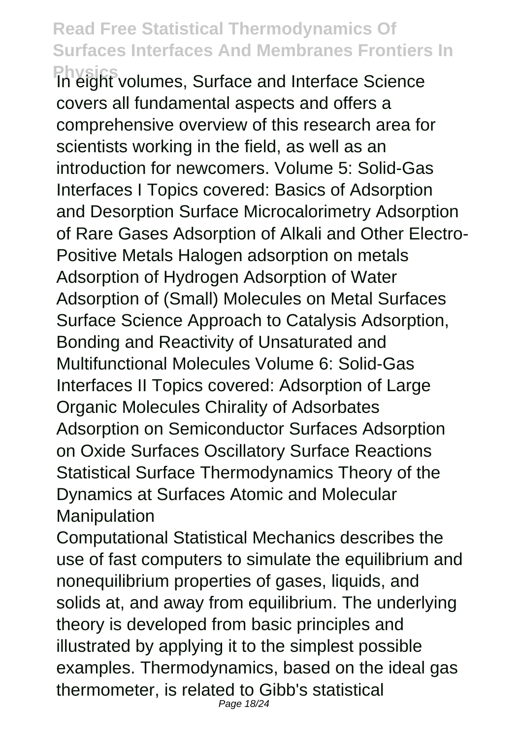In eight volumes, Surface and Interface Science covers all fundamental aspects and offers a comprehensive overview of this research area for scientists working in the field, as well as an introduction for newcomers. Volume 5: Solid-Gas Interfaces I Topics covered: Basics of Adsorption and Desorption Surface Microcalorimetry Adsorption of Rare Gases Adsorption of Alkali and Other Electro-Positive Metals Halogen adsorption on metals Adsorption of Hydrogen Adsorption of Water Adsorption of (Small) Molecules on Metal Surfaces Surface Science Approach to Catalysis Adsorption, Bonding and Reactivity of Unsaturated and Multifunctional Molecules Volume 6: Solid-Gas Interfaces II Topics covered: Adsorption of Large Organic Molecules Chirality of Adsorbates Adsorption on Semiconductor Surfaces Adsorption on Oxide Surfaces Oscillatory Surface Reactions Statistical Surface Thermodynamics Theory of the Dynamics at Surfaces Atomic and Molecular Manipulation

Computational Statistical Mechanics describes the use of fast computers to simulate the equilibrium and nonequilibrium properties of gases, liquids, and solids at, and away from equilibrium. The underlying theory is developed from basic principles and illustrated by applying it to the simplest possible examples. Thermodynamics, based on the ideal gas thermometer, is related to Gibb's statistical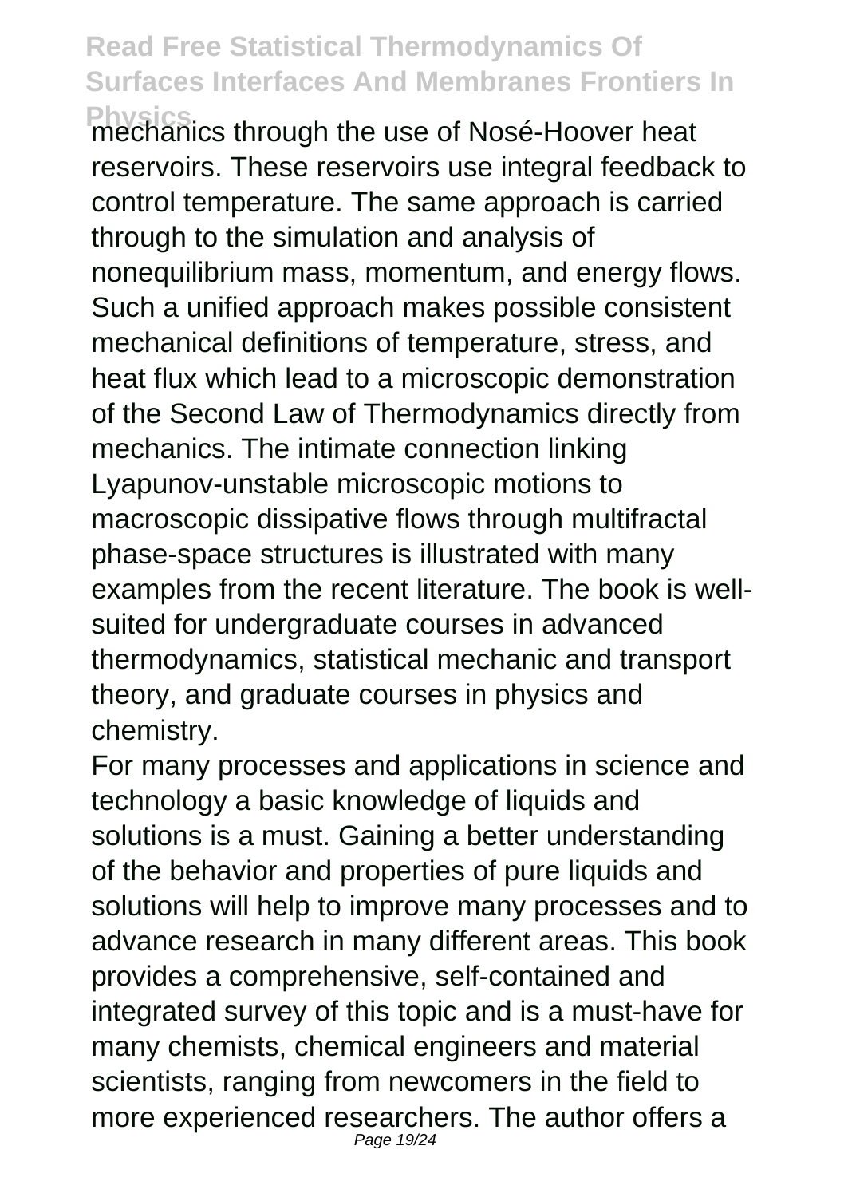mechanics through the use of Nosé-Hoover heat reservoirs. These reservoirs use integral feedback to control temperature. The same approach is carried through to the simulation and analysis of nonequilibrium mass, momentum, and energy flows. Such a unified approach makes possible consistent mechanical definitions of temperature, stress, and heat flux which lead to a microscopic demonstration of the Second Law of Thermodynamics directly from mechanics. The intimate connection linking Lyapunov-unstable microscopic motions to macroscopic dissipative flows through multifractal phase-space structures is illustrated with many examples from the recent literature. The book is well-suited for undergraduate courses in advanced thermodynamics, statistical mechanic and transport theory, and graduate courses in physics and chemistry.

For many processes and applications in science and technology a basic knowledge of liquids and solutions is a must. Gaining a better understanding of the behavior and properties of pure liquids and solutions will help to improve many processes and to advance research in many different areas. This book provides a comprehensive, self-contained and integrated survey of this topic and is a must-have for many chemists, chemical engineers and material scientists, ranging from newcomers in the field to more experienced researchers. The author offers a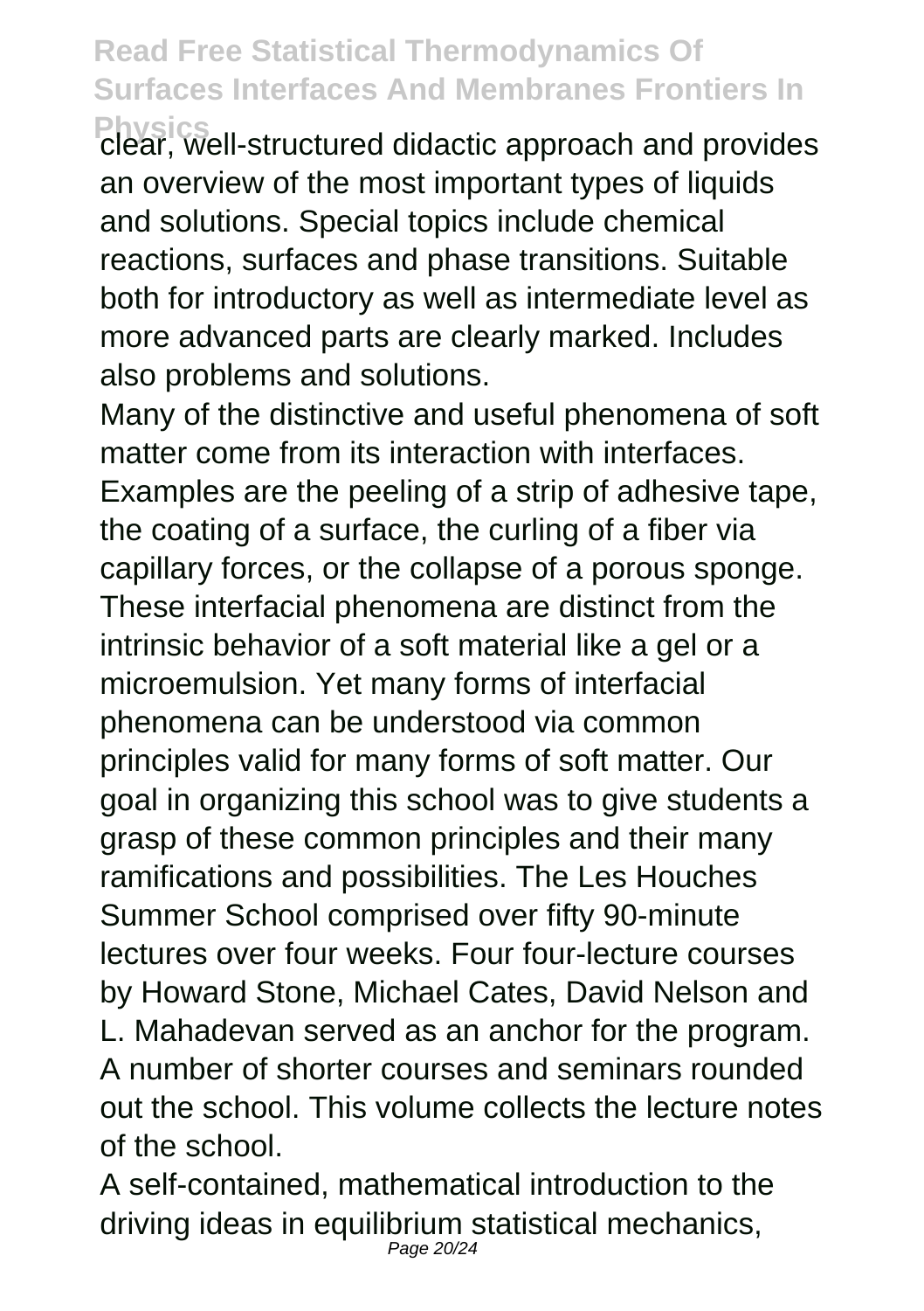clear, well-structured didactic approach and provides an overview of the most important types of liquids and solutions. Special topics include chemical reactions, surfaces and phase transitions. Suitable both for introductory as well as intermediate level as more advanced parts are clearly marked. Includes also problems and solutions.

Many of the distinctive and useful phenomena of soft matter come from its interaction with interfaces. Examples are the peeling of a strip of adhesive tape, the coating of a surface, the curling of a fiber via capillary forces, or the collapse of a porous sponge. These interfacial phenomena are distinct from the intrinsic behavior of a soft material like a gel or a microemulsion. Yet many forms of interfacial phenomena can be understood via common principles valid for many forms of soft matter. Our goal in organizing this school was to give students a grasp of these common principles and their many ramifications and possibilities. The Les Houches Summer School comprised over fifty 90-minute lectures over four weeks. Four four-lecture courses by Howard Stone, Michael Cates, David Nelson and L. Mahadevan served as an anchor for the program. A number of shorter courses and seminars rounded out the school. This volume collects the lecture notes of the school.

A self-contained, mathematical introduction to the driving ideas in equilibrium statistical mechanics,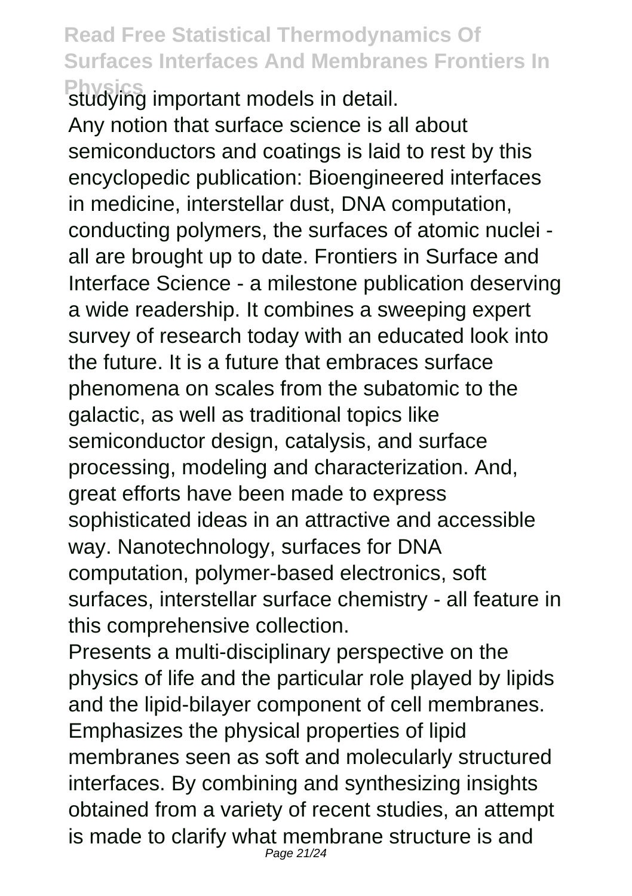studying important models in detail.

Any notion that surface science is all about semiconductors and coatings is laid to rest by this encyclopedic publication: Bioengineered interfaces in medicine, interstellar dust, DNA computation, conducting polymers, the surfaces of atomic nuclei - all are brought up to date. Frontiers in Surface and Interface Science - a milestone publication deserving a wide readership. It combines a sweeping expert survey of research today with an educated look into the future. It is a future that embraces surface phenomena on scales from the subatomic to the galactic, as well as traditional topics like semiconductor design, catalysis, and surface processing, modeling and characterization. And, great efforts have been made to express sophisticated ideas in an attractive and accessible way. Nanotechnology, surfaces for DNA computation, polymer-based electronics, soft surfaces, interstellar surface chemistry - all feature in this comprehensive collection.

Presents a multi-disciplinary perspective on the physics of life and the particular role played by lipids and the lipid-bilayer component of cell membranes. Emphasizes the physical properties of lipid membranes seen as soft and molecularly structured interfaces. By combining and synthesizing insights obtained from a variety of recent studies, an attempt is made to clarify what membrane structure is and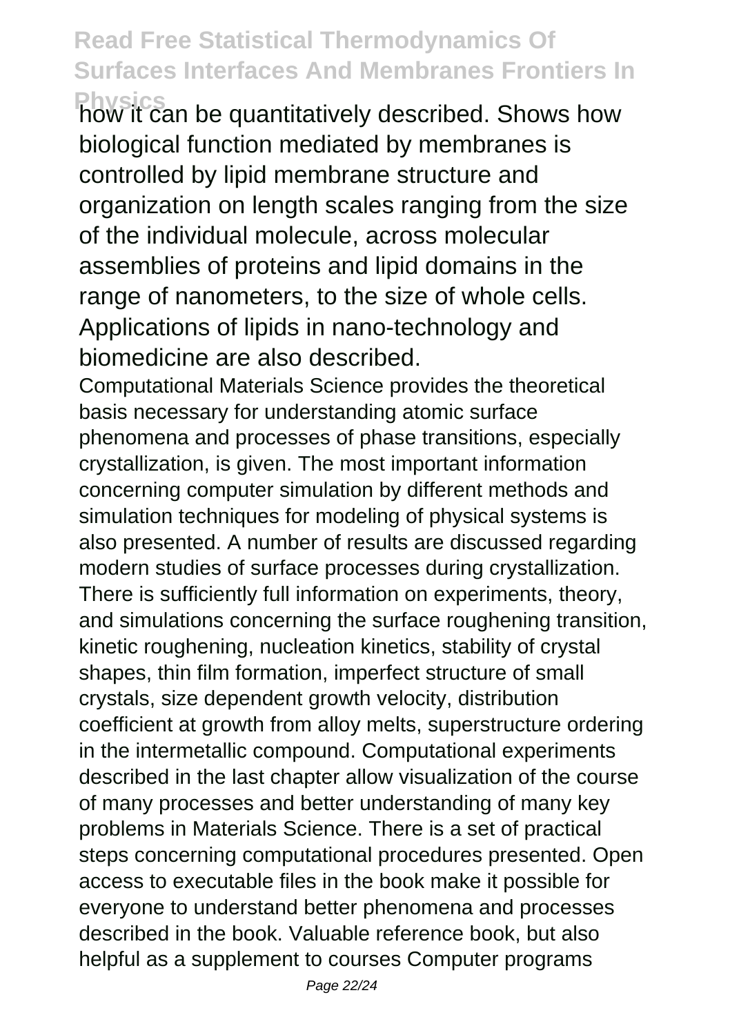how it can be quantitatively described. Shows how biological function mediated by membranes is controlled by lipid membrane structure and organization on length scales ranging from the size of the individual molecule, across molecular assemblies of proteins and lipid domains in the range of nanometers, to the size of whole cells. Applications of lipids in nano-technology and biomedicine are also described.

Computational Materials Science provides the theoretical basis necessary for understanding atomic surface phenomena and processes of phase transitions, especially crystallization, is given. The most important information concerning computer simulation by different methods and simulation techniques for modeling of physical systems is also presented. A number of results are discussed regarding modern studies of surface processes during crystallization. There is sufficiently full information on experiments, theory, and simulations concerning the surface roughening transition, kinetic roughening, nucleation kinetics, stability of crystal shapes, thin film formation, imperfect structure of small crystals, size dependent growth velocity, distribution coefficient at growth from alloy melts, superstructure ordering in the intermetallic compound. Computational experiments described in the last chapter allow visualization of the course of many processes and better understanding of many key problems in Materials Science. There is a set of practical steps concerning computational procedures presented. Open access to executable files in the book make it possible for everyone to understand better phenomena and processes described in the book. Valuable reference book, but also helpful as a supplement to courses Computer programs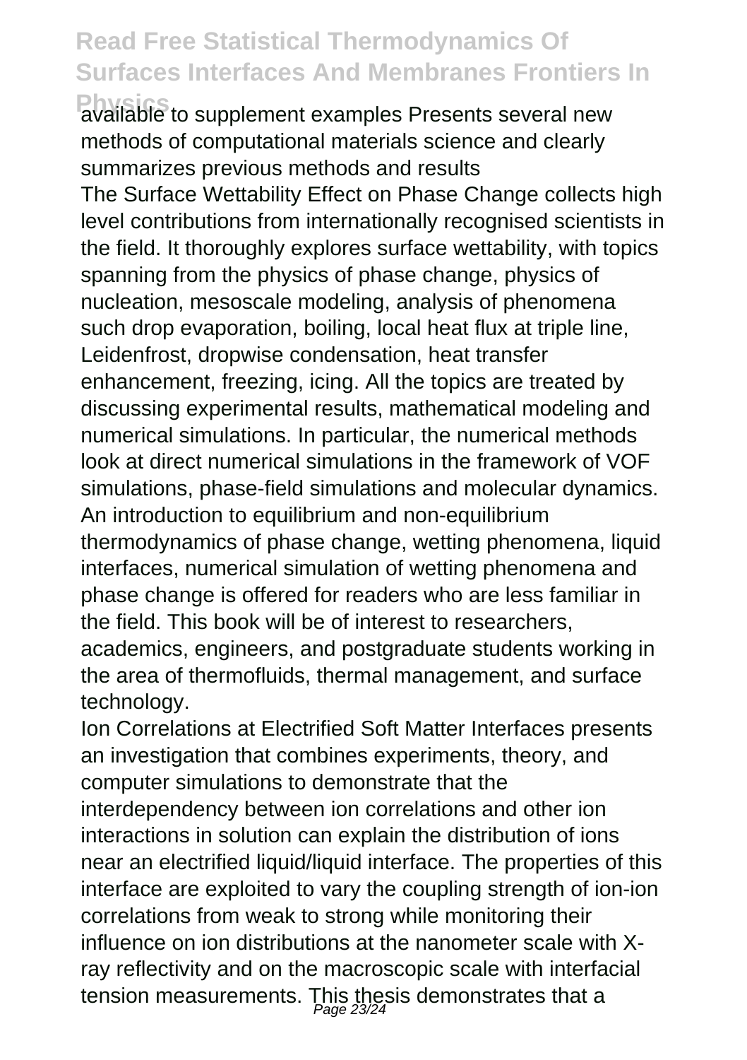available to supplement examples Presents several new methods of computational materials science and clearly summarizes previous methods and results

The Surface Wettability Effect on Phase Change collects high level contributions from internationally recognised scientists in the field. It thoroughly explores surface wettability, with topics spanning from the physics of phase change, physics of nucleation, mesoscale modeling, analysis of phenomena such drop evaporation, boiling, local heat flux at triple line, Leidenfrost, dropwise condensation, heat transfer enhancement, freezing, icing. All the topics are treated by discussing experimental results, mathematical modeling and numerical simulations. In particular, the numerical methods look at direct numerical simulations in the framework of VOF simulations, phase-field simulations and molecular dynamics. An introduction to equilibrium and non-equilibrium thermodynamics of phase change, wetting phenomena, liquid interfaces, numerical simulation of wetting phenomena and phase change is offered for readers who are less familiar in the field. This book will be of interest to researchers, academics, engineers, and postgraduate students working in the area of thermofluids, thermal management, and surface technology.

Ion Correlations at Electrified Soft Matter Interfaces presents an investigation that combines experiments, theory, and computer simulations to demonstrate that the interdependency between ion correlations and other ion interactions in solution can explain the distribution of ions near an electrified liquid/liquid interface. The properties of this interface are exploited to vary the coupling strength of ion-ion correlations from weak to strong while monitoring their influence on ion distributions at the nanometer scale with X-ray reflectivity and on the macroscopic scale with interfacial tension measurements. This thesis demonstrates that a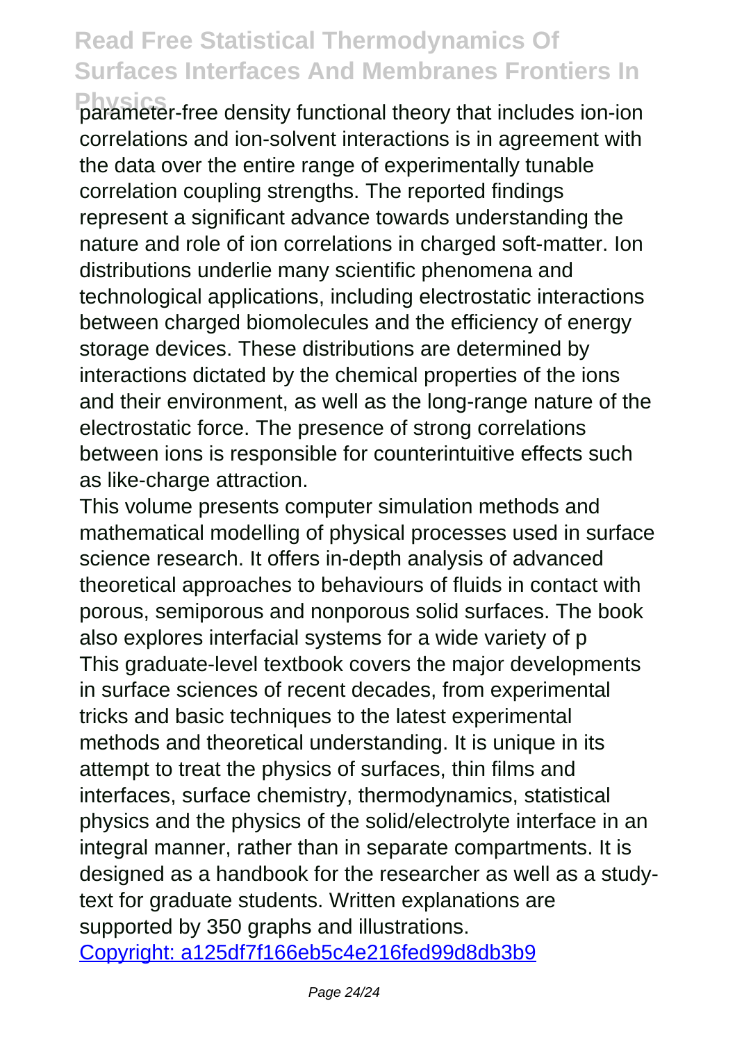parameter-free density functional theory that includes ion-ion correlations and ion-solvent interactions is in agreement with the data over the entire range of experimentally tunable correlation coupling strengths. The reported findings represent a significant advance towards understanding the nature and role of ion correlations in charged soft-matter. Ion distributions underlie many scientific phenomena and technological applications, including electrostatic interactions between charged biomolecules and the efficiency of energy storage devices. These distributions are determined by interactions dictated by the chemical properties of the ions and their environment, as well as the long-range nature of the electrostatic force. The presence of strong correlations between ions is responsible for counterintuitive effects such as like-charge attraction.

This volume presents computer simulation methods and mathematical modelling of physical processes used in surface science research. It offers in-depth analysis of advanced theoretical approaches to behaviours of fluids in contact with porous, semiporous and nonporous solid surfaces. The book also explores interfacial systems for a wide variety of p

This graduate-level textbook covers the major developments in surface sciences of recent decades, from experimental tricks and basic techniques to the latest experimental methods and theoretical understanding. It is unique in its attempt to treat the physics of surfaces, thin films and interfaces, surface chemistry, thermodynamics, statistical physics and the physics of the solid/electrolyte interface in an integral manner, rather than in separate compartments. It is designed as a handbook for the researcher as well as a study-text for graduate students. Written explanations are supported by 350 graphs and illustrations.

Copyright: a125df7f166eb5c4e216fed99d8db3b9